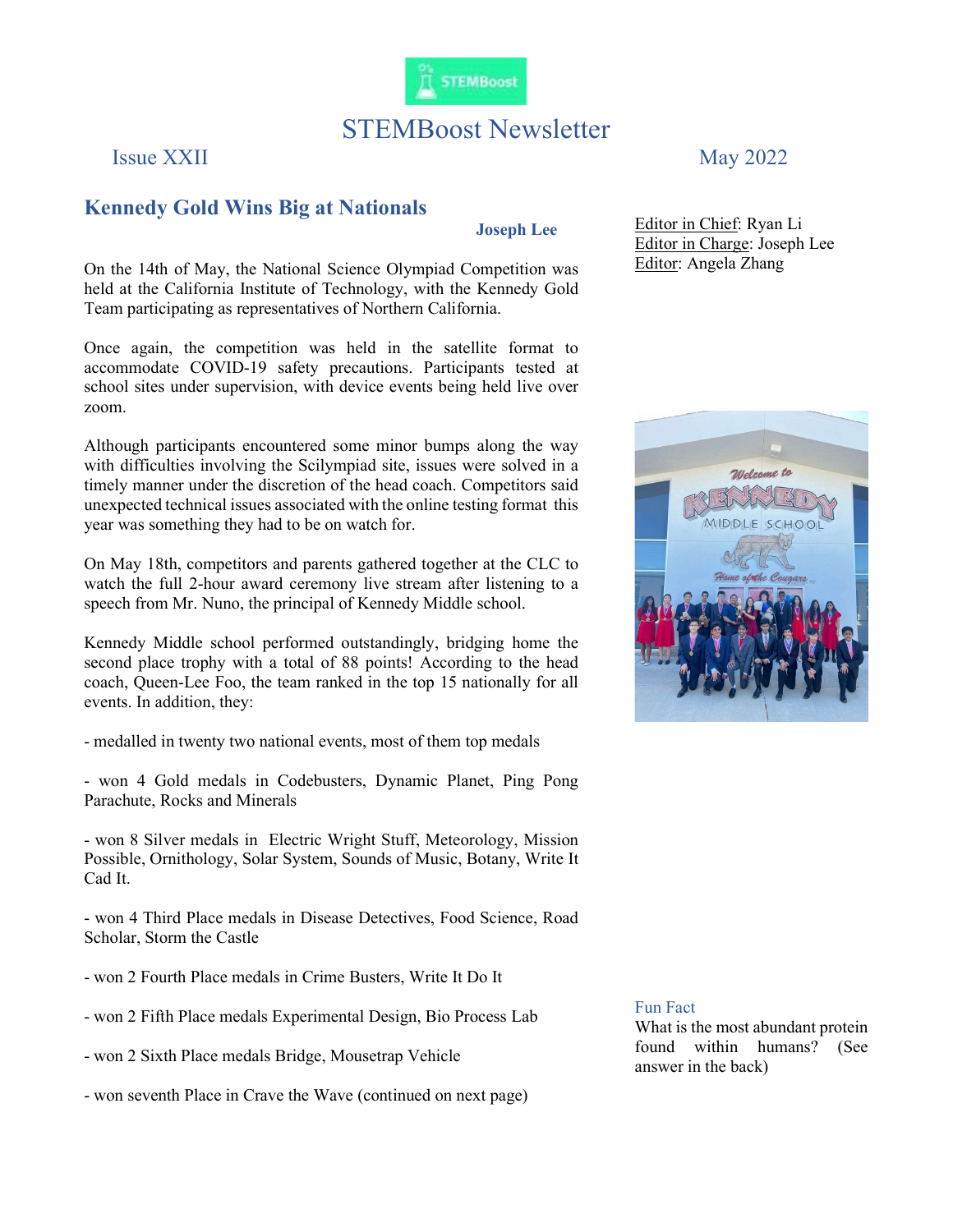# STEMBoost Newsletter

Issue XXII

May 2022

<u>Editor in Chief</u>: Ryan Li
<u>Editor in Charge</u>: Joseph Lee
<u>Editor</u>: Angela Zhang

## Kennedy Gold Wins Big at Nationals

**Joseph Lee**

On the 14th of May, the National Science Olympiad Competition was held at the California Institute of Technology, with the Kennedy Gold Team participating as representatives of Northern California.

Once again, the competition was held in the satellite format to accommodate COVID-19 safety precautions. Participants tested at school sites under supervision, with device events being held live over zoom.

Although participants encountered some minor bumps along the way with difficulties involving the Scilympiad site, issues were solved in a timely manner under the discretion of the head coach. Competitors said unexpected technical issues associated with the online testing format this year was something they had to be on watch for.

On May 18th, competitors and parents gathered together at the CLC to watch the full 2-hour award ceremony live stream after listening to a speech from Mr. Nuno, the principal of Kennedy Middle school.

Kennedy Middle school performed outstandingly, bridging home the second place trophy with a total of 88 points! According to the head coach, Queen-Lee Foo, the team ranked in the top 15 nationally for all events. In addition, they:

- medalled in twenty two national events, most of them top medals

- won 4 Gold medals in Codebusters, Dynamic Planet, Ping Pong Parachute, Rocks and Minerals

- won 8 Silver medals in Electric Wright Stuff, Meteorology, Mission Possible, Ornithology, Solar System, Sounds of Music, Botany, Write It Cad It.

- won 4 Third Place medals in Disease Detectives, Food Science, Road Scholar, Storm the Castle

- won 2 Fourth Place medals in Crime Busters, Write It Do It

- won 2 Fifth Place medals Experimental Design, Bio Process Lab

- won 2 Sixth Place medals Bridge, Mousetrap Vehicle

- won seventh Place in Crave the Wave (continued on next page)

### Fun Fact

What is the most abundant protein found within humans? (See answer in the back)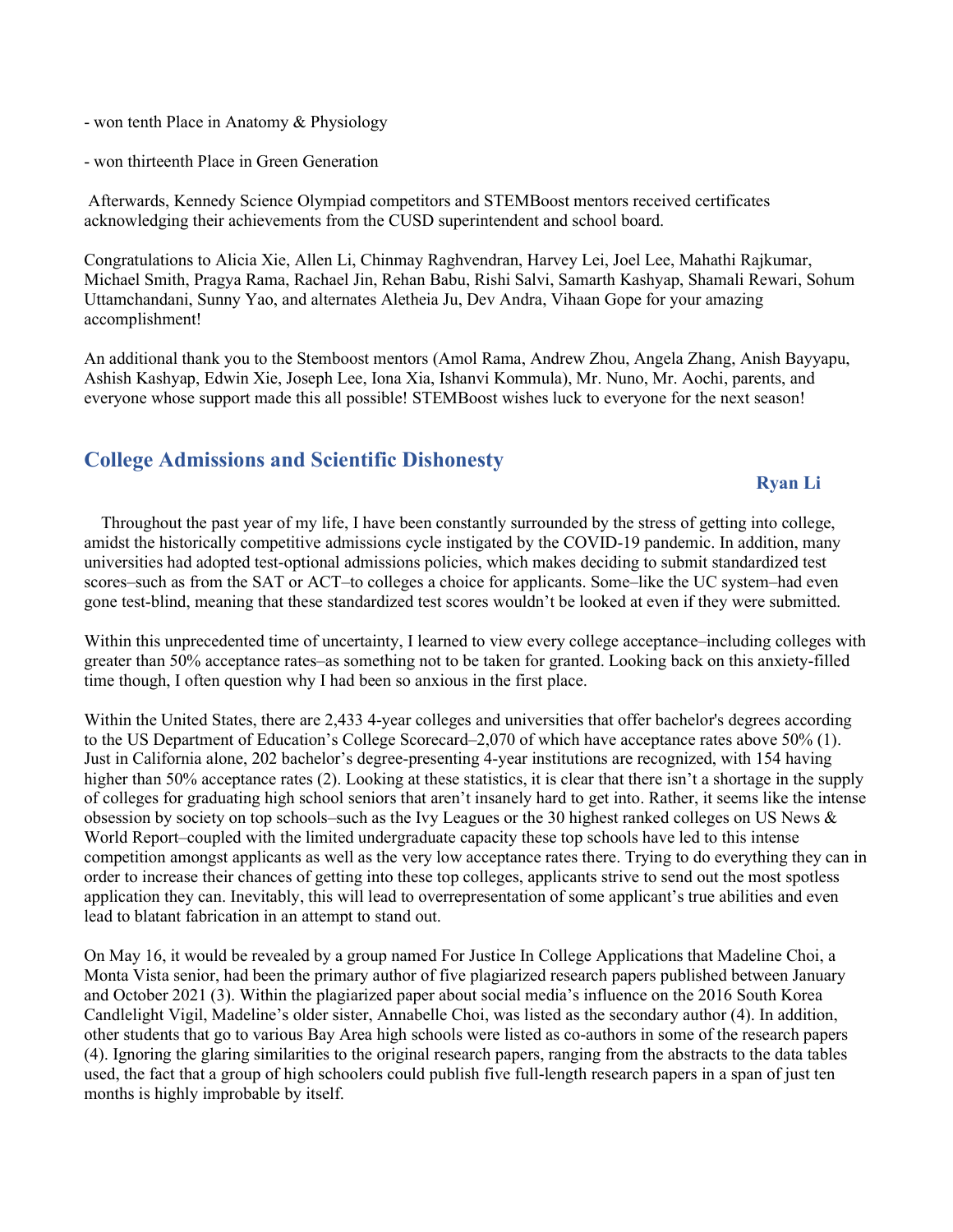- won tenth Place in Anatomy & Physiology

- won thirteenth Place in Green Generation

Afterwards, Kennedy Science Olympiad competitors and STEMBoost mentors received certificates acknowledging their achievements from the CUSD superintendent and school board.

Congratulations to Alicia Xie, Allen Li, Chinmay Raghvendran, Harvey Lei, Joel Lee, Mahathi Rajkumar, Michael Smith, Pragya Rama, Rachael Jin, Rehan Babu, Rishi Salvi, Samarth Kashyap, Shamali Rewari, Sohum Uttamchandani, Sunny Yao, and alternates Aletheia Ju, Dev Andra, Vihaan Gope for your amazing accomplishment!

An additional thank you to the Stemboost mentors (Amol Rama, Andrew Zhou, Angela Zhang, Anish Bayyapu, Ashish Kashyap, Edwin Xie, Joseph Lee, Iona Xia, Ishanvi Kommula), Mr. Nuno, Mr. Aochi, parents, and everyone whose support made this all possible! STEMBoost wishes luck to everyone for the next season!

## College Admissions and Scientific Dishonesty

**Ryan Li**

Throughout the past year of my life, I have been constantly surrounded by the stress of getting into college, amidst the historically competitive admissions cycle instigated by the COVID-19 pandemic. In addition, many universities had adopted test-optional admissions policies, which makes deciding to submit standardized test scores–such as from the SAT or ACT–to colleges a choice for applicants. Some–like the UC system–had even gone test-blind, meaning that these standardized test scores wouldn't be looked at even if they were submitted.

Within this unprecedented time of uncertainty, I learned to view every college acceptance–including colleges with greater than 50% acceptance rates–as something not to be taken for granted. Looking back on this anxiety-filled time though, I often question why I had been so anxious in the first place.

Within the United States, there are 2,433 4-year colleges and universities that offer bachelor's degrees according to the US Department of Education's College Scorecard–2,070 of which have acceptance rates above 50% (1). Just in California alone, 202 bachelor's degree-presenting 4-year institutions are recognized, with 154 having higher than 50% acceptance rates (2). Looking at these statistics, it is clear that there isn't a shortage in the supply of colleges for graduating high school seniors that aren't insanely hard to get into. Rather, it seems like the intense obsession by society on top schools–such as the Ivy Leagues or the 30 highest ranked colleges on US News & World Report–coupled with the limited undergraduate capacity these top schools have led to this intense competition amongst applicants as well as the very low acceptance rates there. Trying to do everything they can in order to increase their chances of getting into these top colleges, applicants strive to send out the most spotless application they can. Inevitably, this will lead to overrepresentation of some applicant's true abilities and even lead to blatant fabrication in an attempt to stand out.

On May 16, it would be revealed by a group named For Justice In College Applications that Madeline Choi, a Monta Vista senior, had been the primary author of five plagiarized research papers published between January and October 2021 (3). Within the plagiarized paper about social media's influence on the 2016 South Korea Candlelight Vigil, Madeline's older sister, Annabelle Choi, was listed as the secondary author (4). In addition, other students that go to various Bay Area high schools were listed as co-authors in some of the research papers (4). Ignoring the glaring similarities to the original research papers, ranging from the abstracts to the data tables used, the fact that a group of high schoolers could publish five full-length research papers in a span of just ten months is highly improbable by itself.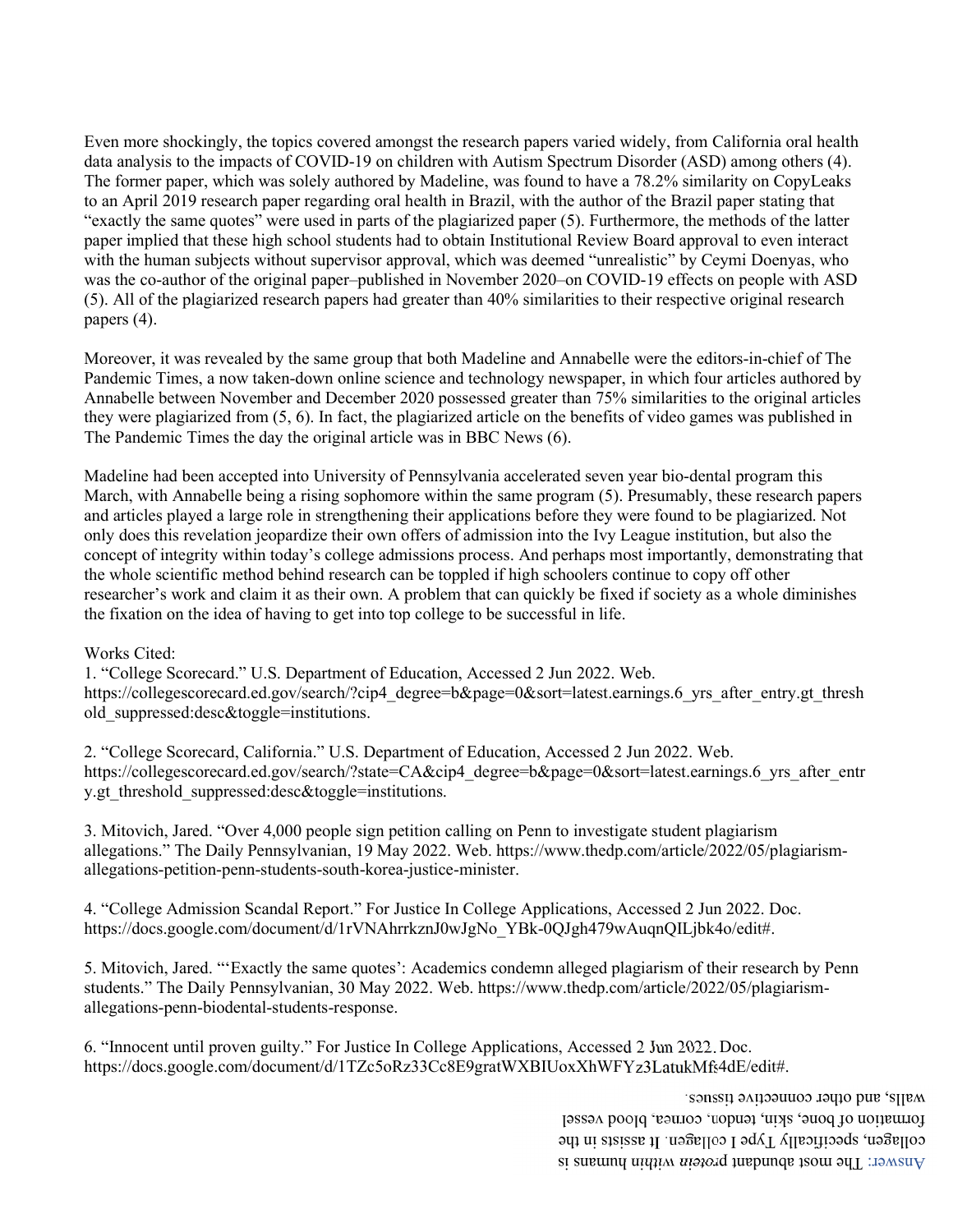Even more shockingly, the topics covered amongst the research papers varied widely, from California oral health data analysis to the impacts of COVID-19 on children with Autism Spectrum Disorder (ASD) among others (4). The former paper, which was solely authored by Madeline, was found to have a 78.2% similarity on CopyLeaks to an April 2019 research paper regarding oral health in Brazil, with the author of the Brazil paper stating that "exactly the same quotes" were used in parts of the plagiarized paper (5). Furthermore, the methods of the latter paper implied that these high school students had to obtain Institutional Review Board approval to even interact with the human subjects without supervisor approval, which was deemed "unrealistic" by Ceymi Doenyas, who was the co-author of the original paper–published in November 2020–on COVID-19 effects on people with ASD (5). All of the plagiarized research papers had greater than 40% similarities to their respective original research papers (4).

Moreover, it was revealed by the same group that both Madeline and Annabelle were the editors-in-chief of The Pandemic Times, a now taken-down online science and technology newspaper, in which four articles authored by Annabelle between November and December 2020 possessed greater than 75% similarities to the original articles they were plagiarized from (5, 6). In fact, the plagiarized article on the benefits of video games was published in The Pandemic Times the day the original article was in BBC News (6).

Madeline had been accepted into University of Pennsylvania accelerated seven year bio-dental program this March, with Annabelle being a rising sophomore within the same program (5). Presumably, these research papers and articles played a large role in strengthening their applications before they were found to be plagiarized. Not only does this revelation jeopardize their own offers of admission into the Ivy League institution, but also the concept of integrity within today's college admissions process. And perhaps most importantly, demonstrating that the whole scientific method behind research can be toppled if high schoolers continue to copy off other researcher's work and claim it as their own. A problem that can quickly be fixed if society as a whole diminishes the fixation on the idea of having to get into top college to be successful in life.

Works Cited:

1. "College Scorecard." U.S. Department of Education, Accessed 2 Jun 2022. Web. https://collegescorecard.ed.gov/search/?cip4_degree=b&page=0&sort=latest.earnings.6_yrs_after_entry.gt_threshold_suppressed:desc&toggle=institutions.

2. "College Scorecard, California." U.S. Department of Education, Accessed 2 Jun 2022. Web. https://collegescorecard.ed.gov/search/?state=CA&cip4_degree=b&page=0&sort=latest.earnings.6_yrs_after_entry.gt_threshold_suppressed:desc&toggle=institutions.

3. Mitovich, Jared. "Over 4,000 people sign petition calling on Penn to investigate student plagiarism allegations." The Daily Pennsylvanian, 19 May 2022. Web. https://www.thedp.com/article/2022/05/plagiarism-allegations-petition-penn-students-south-korea-justice-minister.

4. "College Admission Scandal Report." For Justice In College Applications, Accessed 2 Jun 2022. Doc. https://docs.google.com/document/d/1rVNAhrrkznJ0wJgNo_YBk-0QJgh479wAuqnQILjbk4o/edit#.

5. Mitovich, Jared. "'Exactly the same quotes': Academics condemn alleged plagiarism of their research by Penn students." The Daily Pennsylvanian, 30 May 2022. Web. https://www.thedp.com/article/2022/05/plagiarism-allegations-penn-biodental-students-response.

6. "Innocent until proven guilty." For Justice In College Applications, Accessed 2 Jun 2022. Doc. https://docs.google.com/document/d/1TZc5oRz33Cc8E9gratWXBIUoxXhWFYz3LatukMfs4dE/edit#.

Answer: The most abundant *protein* within humans is collagen, specifically Type I collagen. It assists in the formation of bone, skin, tendon, cornea, blood vessel walls, and other connective tissues.